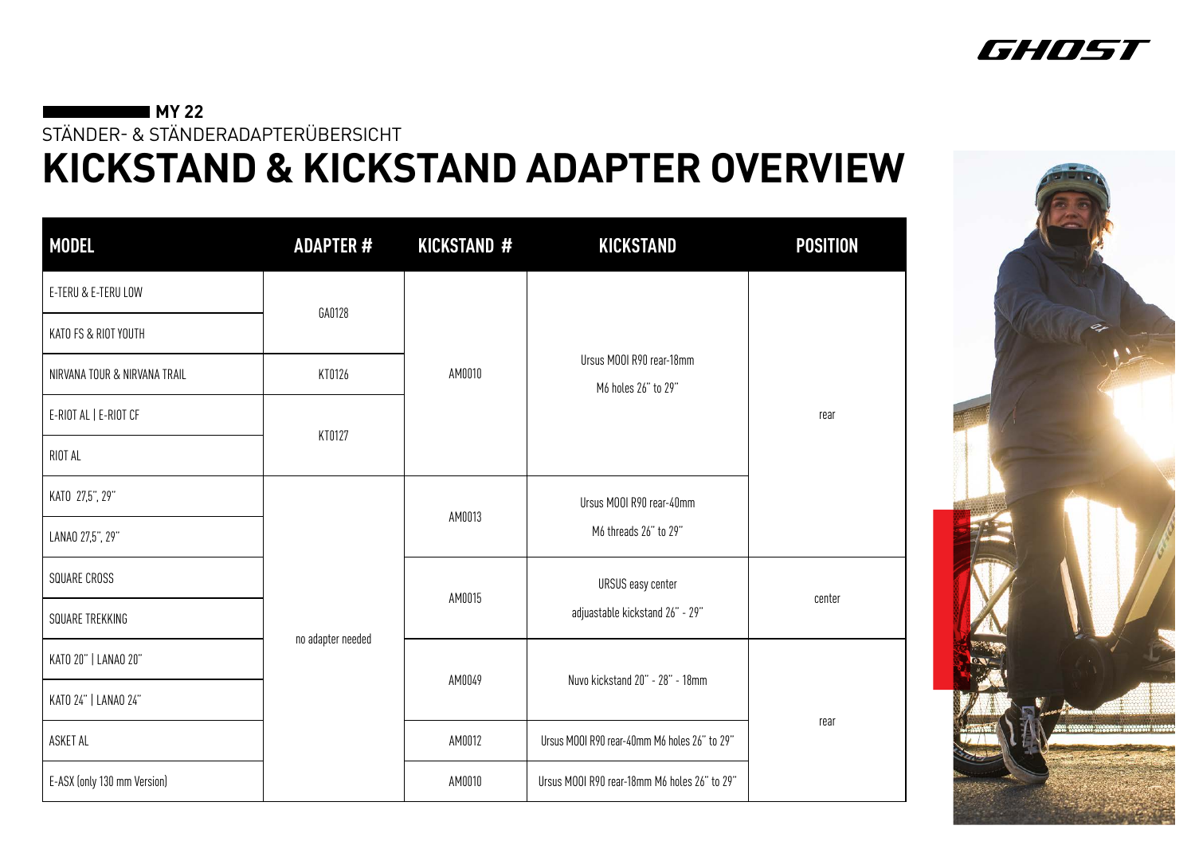**MY 22**

STÄNDER- & STÄNDERADAPTERÜBERSICHT

# KICKSTAND & KICKSTAND ADAPTER OVERVIEW

| MODEL | ADAPTER # | KICKSTAND # | KICKSTAND | POSITION |
|---|---|---|---|---|
| E-TERU & E-TERU LOW | GA0128 | AM0010 | Ursus MOOI R90 rear-18mm M6 holes 26" to 29" | rear |
| KATO FS & RIOT YOUTH | GA0128 | AM0010 | Ursus MOOI R90 rear-18mm M6 holes 26" to 29" | rear |
| NIRVANA TOUR & NIRVANA TRAIL | KT0126 | AM0010 | Ursus MOOI R90 rear-18mm M6 holes 26" to 29" | rear |
| E-RIOT AL \| E-RIOT CF | KT0127 | AM0010 | Ursus MOOI R90 rear-18mm M6 holes 26" to 29" | rear |
| RIOT AL | KT0127 | AM0010 | Ursus MOOI R90 rear-18mm M6 holes 26" to 29" | rear |
| KATO 27,5", 29" | no adapter needed | AM0013 | Ursus MOOI R90 rear-40mm M6 threads 26" to 29" | rear |
| LANAO 27,5", 29" | no adapter needed | AM0013 | Ursus MOOI R90 rear-40mm M6 threads 26" to 29" | rear |
| SQUARE CROSS | no adapter needed | AM0015 | URSUS easy center adjuastable kickstand 26" - 29" | center |
| SQUARE TREKKING | no adapter needed | AM0015 | URSUS easy center adjuastable kickstand 26" - 29" | center |
| KATO 20" \| LANAO 20" | no adapter needed | AM0049 | Nuvo kickstand 20" - 28" - 18mm | rear |
| KATO 24" \| LANAO 24" | no adapter needed | AM0049 | Nuvo kickstand 20" - 28" - 18mm | rear |
| ASKET AL | no adapter needed | AM0012 | Ursus MOOI R90 rear-40mm M6 holes 26" to 29" | rear |
| E-ASX (only 130 mm Version) | no adapter needed | AM0010 | Ursus MOOI R90 rear-18mm M6 holes 26" to 29" | rear |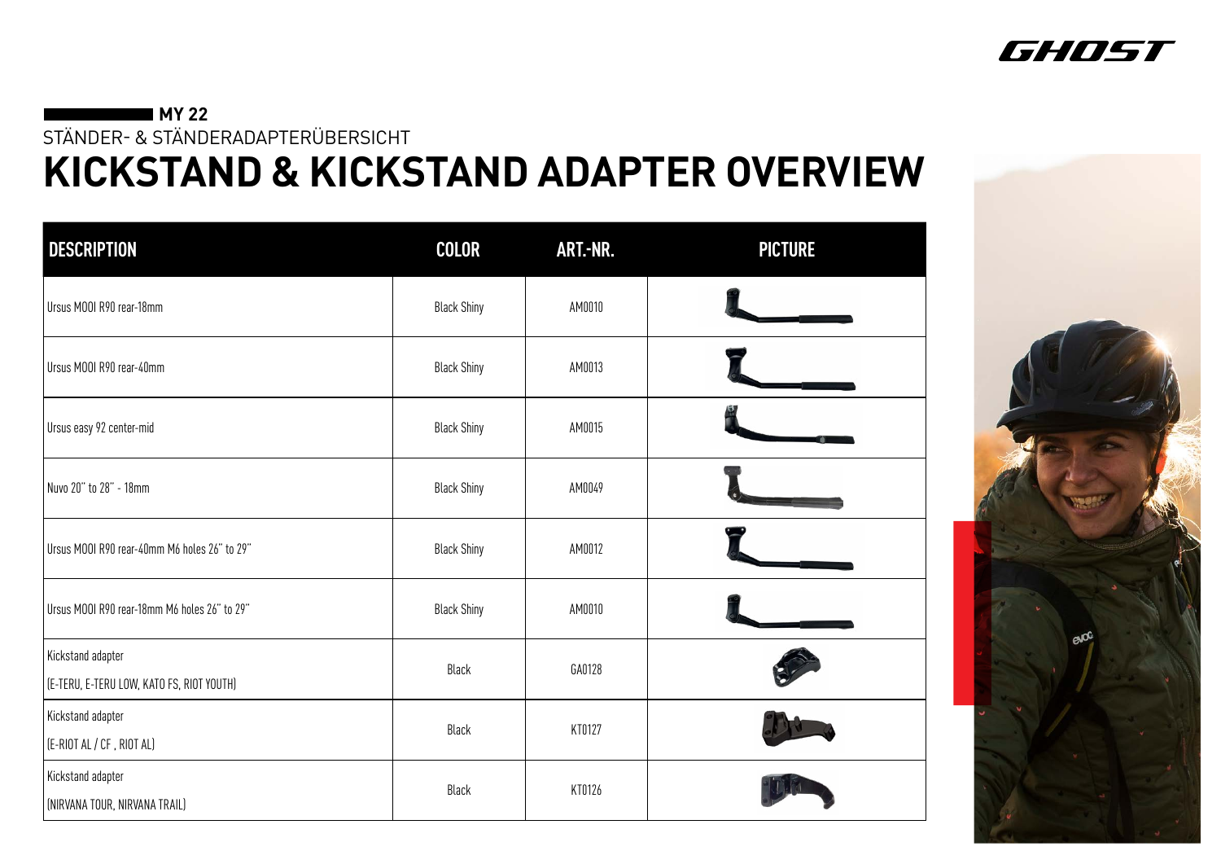**MY 22**

STÄNDER- & STÄNDERADAPTERÜBERSICHT

# KICKSTAND & KICKSTAND ADAPTER OVERVIEW

| DESCRIPTION | COLOR | ART.-NR. | PICTURE |
|---|---|---|---|
| Ursus MOOI R90 rear-18mm | Black Shiny | AM0010 | |
| Ursus MOOI R90 rear-40mm | Black Shiny | AM0013 | |
| Ursus easy 92 center-mid | Black Shiny | AM0015 | |
| Nuvo 20" to 28" - 18mm | Black Shiny | AM0049 | |
| Ursus MOOI R90 rear-40mm M6 holes 26" to 29" | Black Shiny | AM0012 | |
| Ursus MOOI R90 rear-18mm M6 holes 26" to 29" | Black Shiny | AM0010 | |
| Kickstand adapter (E-TERU, E-TERU LOW, KATO FS, RIOT YOUTH) | Black | GA0128 | |
| Kickstand adapter (E-RIOT AL / CF , RIOT AL) | Black | KT0127 | |
| Kickstand adapter (NIRVANA TOUR, NIRVANA TRAIL) | Black | KT0126 | |